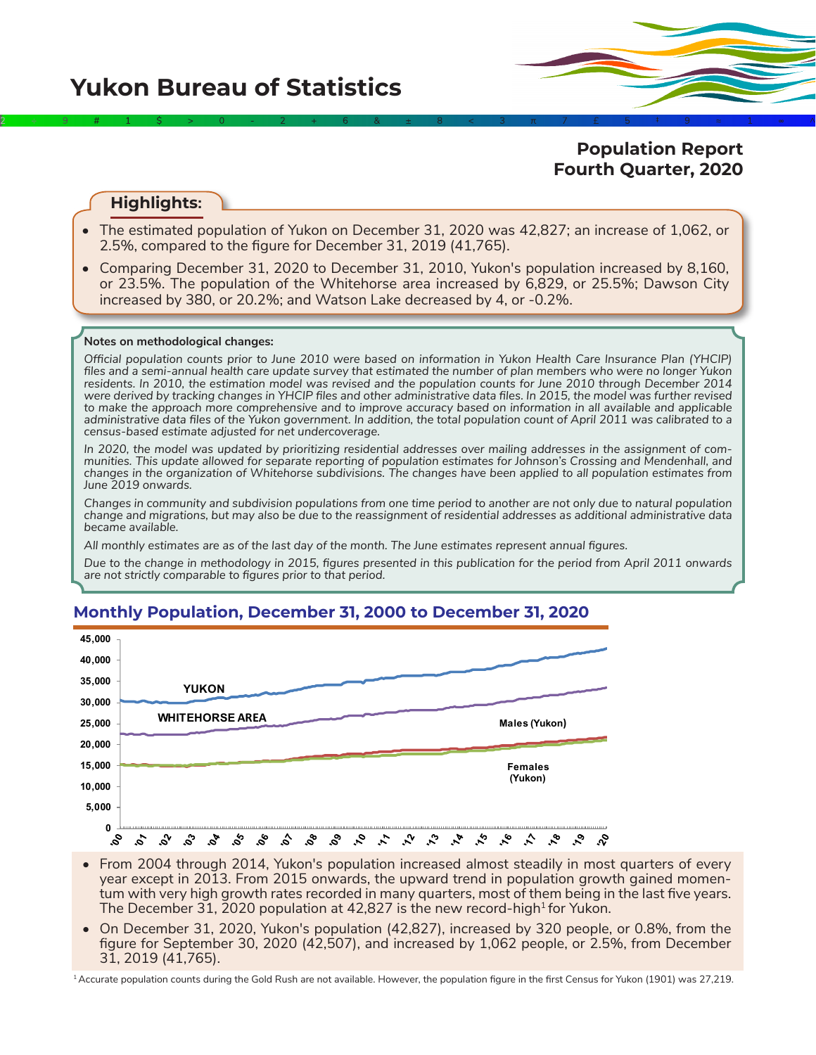# Yukon Bureau of Statistics

## Population Report
## Fourth Quarter, 2020

### Highlights:

- The estimated population of Yukon on December 31, 2020 was 42,827; an increase of 1,062, or 2.5%, compared to the figure for December 31, 2019 (41,765).
- Comparing December 31, 2020 to December 31, 2010, Yukon's population increased by 8,160, or 23.5%. The population of the Whitehorse area increased by 6,829, or 25.5%; Dawson City increased by 380, or 20.2%; and Watson Lake decreased by 4, or -0.2%.

**Notes on methodological changes:**

*Official population counts prior to June 2010 were based on information in Yukon Health Care Insurance Plan (YHCIP) files and a semi-annual health care update survey that estimated the number of plan members who were no longer Yukon residents. In 2010, the estimation model was revised and the population counts for June 2010 through December 2014 were derived by tracking changes in YHCIP files and other administrative data files. In 2015, the model was further revised to make the approach more comprehensive and to improve accuracy based on information in all available and applicable administrative data files of the Yukon government. In addition, the total population count of April 2011 was calibrated to a census-based estimate adjusted for net undercoverage.*

*In 2020, the model was updated by prioritizing residential addresses over mailing addresses in the assignment of communities. This update allowed for separate reporting of population estimates for Johnson's Crossing and Mendenhall, and changes in the organization of Whitehorse subdivisions. The changes have been applied to all population estimates from June 2019 onwards.*

*Changes in community and subdivision populations from one time period to another are not only due to natural population change and migrations, but may also be due to the reassignment of residential addresses as additional administrative data became available.*

*All monthly estimates are as of the last day of the month. The June estimates represent annual figures.*

*Due to the change in methodology in 2015, figures presented in this publication for the period from April 2011 onwards are not strictly comparable to figures prior to that period.*

### Monthly Population, December 31, 2000 to December 31, 2020

- From 2004 through 2014, Yukon's population increased almost steadily in most quarters of every year except in 2013. From 2015 onwards, the upward trend in population growth gained momentum with very high growth rates recorded in many quarters, most of them being in the last five years. The December 31, 2020 population at 42,827 is the new record-high[1] for Yukon.
- On December 31, 2020, Yukon's population (42,827), increased by 320 people, or 0.8%, from the figure for September 30, 2020 (42,507), and increased by 1,062 people, or 2.5%, from December 31, 2019 (41,765).

[1] Accurate population counts during the Gold Rush are not available. However, the population figure in the first Census for Yukon (1901) was 27,219.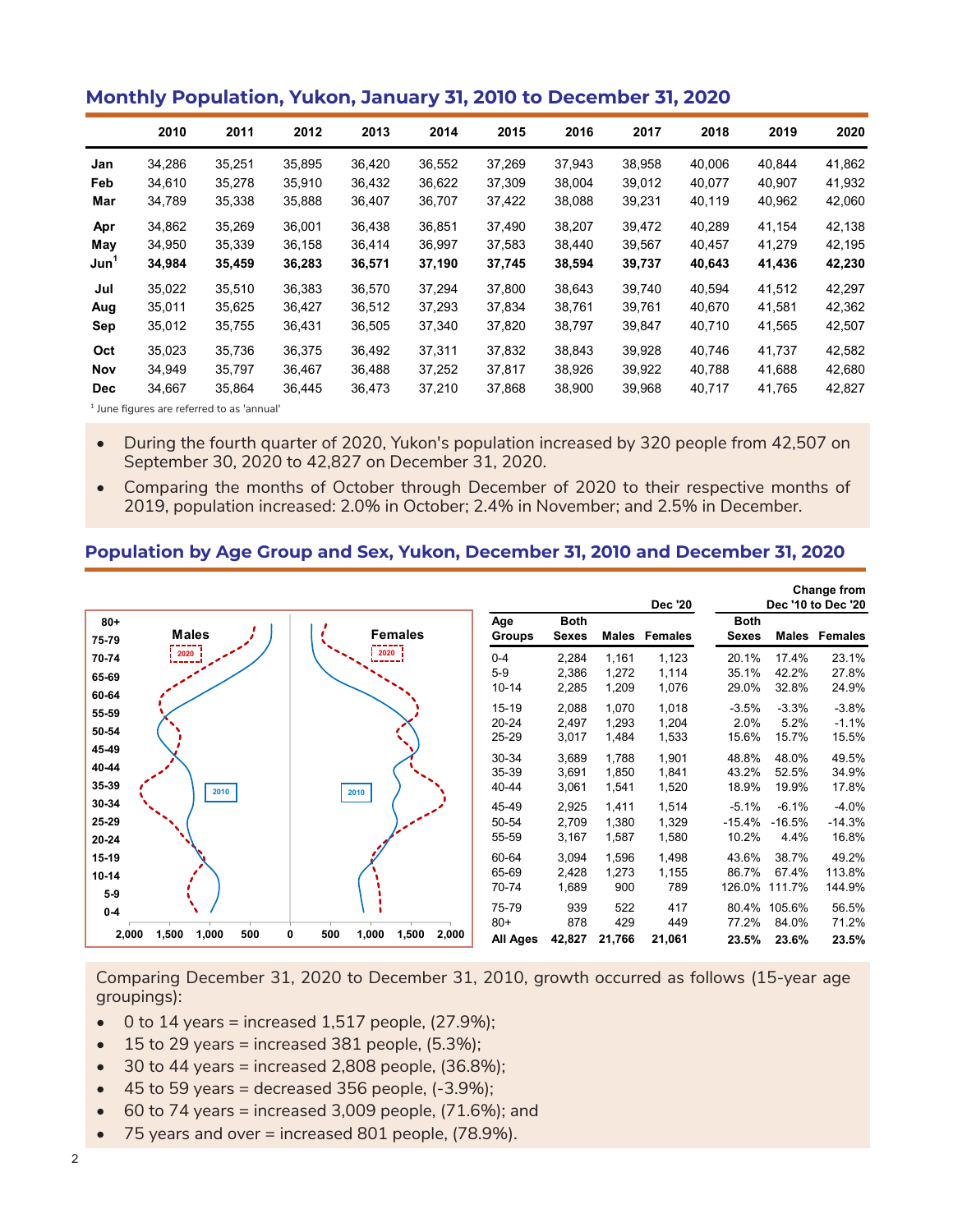## Monthly Population, Yukon, January 31, 2010 to December 31, 2020

| | 2010 | 2011 | 2012 | 2013 | 2014 | 2015 | 2016 | 2017 | 2018 | 2019 | 2020 |
|---|---|---|---|---|---|---|---|---|---|---|---|
| Jan | 34,286 | 35,251 | 35,895 | 36,420 | 36,552 | 37,269 | 37,943 | 38,958 | 40,006 | 40,844 | 41,862 |
| Feb | 34,610 | 35,278 | 35,910 | 36,432 | 36,622 | 37,309 | 38,004 | 39,012 | 40,077 | 40,907 | 41,932 |
| Mar | 34,789 | 35,338 | 35,888 | 36,407 | 36,707 | 37,422 | 38,088 | 39,231 | 40,119 | 40,962 | 42,060 |
| Apr | 34,862 | 35,269 | 36,001 | 36,438 | 36,851 | 37,490 | 38,207 | 39,472 | 40,289 | 41,154 | 42,138 |
| May | 34,950 | 35,339 | 36,158 | 36,414 | 36,997 | 37,583 | 38,440 | 39,567 | 40,457 | 41,279 | 42,195 |
| **Jun[1]** | **34,984** | **35,459** | **36,283** | **36,571** | **37,190** | **37,745** | **38,594** | **39,737** | **40,643** | **41,436** | **42,230** |
| Jul | 35,022 | 35,510 | 36,383 | 36,570 | 37,294 | 37,800 | 38,643 | 39,740 | 40,594 | 41,512 | 42,297 |
| Aug | 35,011 | 35,625 | 36,427 | 36,512 | 37,293 | 37,834 | 38,761 | 39,761 | 40,670 | 41,581 | 42,362 |
| Sep | 35,012 | 35,755 | 36,431 | 36,505 | 37,340 | 37,820 | 38,797 | 39,847 | 40,710 | 41,565 | 42,507 |
| Oct | 35,023 | 35,736 | 36,375 | 36,492 | 37,311 | 37,832 | 38,843 | 39,928 | 40,746 | 41,737 | 42,582 |
| Nov | 34,949 | 35,797 | 36,467 | 36,488 | 37,252 | 37,817 | 38,926 | 39,922 | 40,788 | 41,688 | 42,680 |
| Dec | 34,667 | 35,864 | 36,445 | 36,473 | 37,210 | 37,868 | 38,900 | 39,968 | 40,717 | 41,765 | 42,827 |

[1] June figures are referred to as 'annual'

- During the fourth quarter of 2020, Yukon's population increased by 320 people from 42,507 on September 30, 2020 to 42,827 on December 31, 2020.
- Comparing the months of October through December of 2020 to their respective months of 2019, population increased: 2.0% in October; 2.4% in November; and 2.5% in December.

## Population by Age Group and Sex, Yukon, December 31, 2010 and December 31, 2020

| Age Groups | Dec '20 Both Sexes | Dec '20 Males | Dec '20 Females | Change from Dec '10 to Dec '20 Both Sexes | Males | Females |
|---|---|---|---|---|---|---|
| 0-4 | 2,284 | 1,161 | 1,123 | 20.1% | 17.4% | 23.1% |
| 5-9 | 2,386 | 1,272 | 1,114 | 35.1% | 42.2% | 27.8% |
| 10-14 | 2,285 | 1,209 | 1,076 | 29.0% | 32.8% | 24.9% |
| 15-19 | 2,088 | 1,070 | 1,018 | -3.5% | -3.3% | -3.8% |
| 20-24 | 2,497 | 1,293 | 1,204 | 2.0% | 5.2% | -1.1% |
| 25-29 | 3,017 | 1,484 | 1,533 | 15.6% | 15.7% | 15.5% |
| 30-34 | 3,689 | 1,788 | 1,901 | 48.8% | 48.0% | 49.5% |
| 35-39 | 3,691 | 1,850 | 1,841 | 43.2% | 52.5% | 34.9% |
| 40-44 | 3,061 | 1,541 | 1,520 | 18.9% | 19.9% | 17.8% |
| 45-49 | 2,925 | 1,411 | 1,514 | -5.1% | -6.1% | -4.0% |
| 50-54 | 2,709 | 1,380 | 1,329 | -15.4% | -16.5% | -14.3% |
| 55-59 | 3,167 | 1,587 | 1,580 | 10.2% | 4.4% | 16.8% |
| 60-64 | 3,094 | 1,596 | 1,498 | 43.6% | 38.7% | 49.2% |
| 65-69 | 2,428 | 1,273 | 1,155 | 86.7% | 67.4% | 113.8% |
| 70-74 | 1,689 | 900 | 789 | 126.0% | 111.7% | 144.9% |
| 75-79 | 939 | 522 | 417 | 80.4% | 105.6% | 56.5% |
| 80+ | 878 | 429 | 449 | 77.2% | 84.0% | 71.2% |
| **All Ages** | **42,827** | **21,766** | **21,061** | **23.5%** | **23.6%** | **23.5%** |

Comparing December 31, 2020 to December 31, 2010, growth occurred as follows (15-year age groupings):

- 0 to 14 years = increased 1,517 people, (27.9%);
- 15 to 29 years = increased 381 people, (5.3%);
- 30 to 44 years = increased 2,808 people, (36.8%);
- 45 to 59 years = decreased 356 people, (-3.9%);
- 60 to 74 years = increased 3,009 people, (71.6%); and
- 75 years and over = increased 801 people, (78.9%).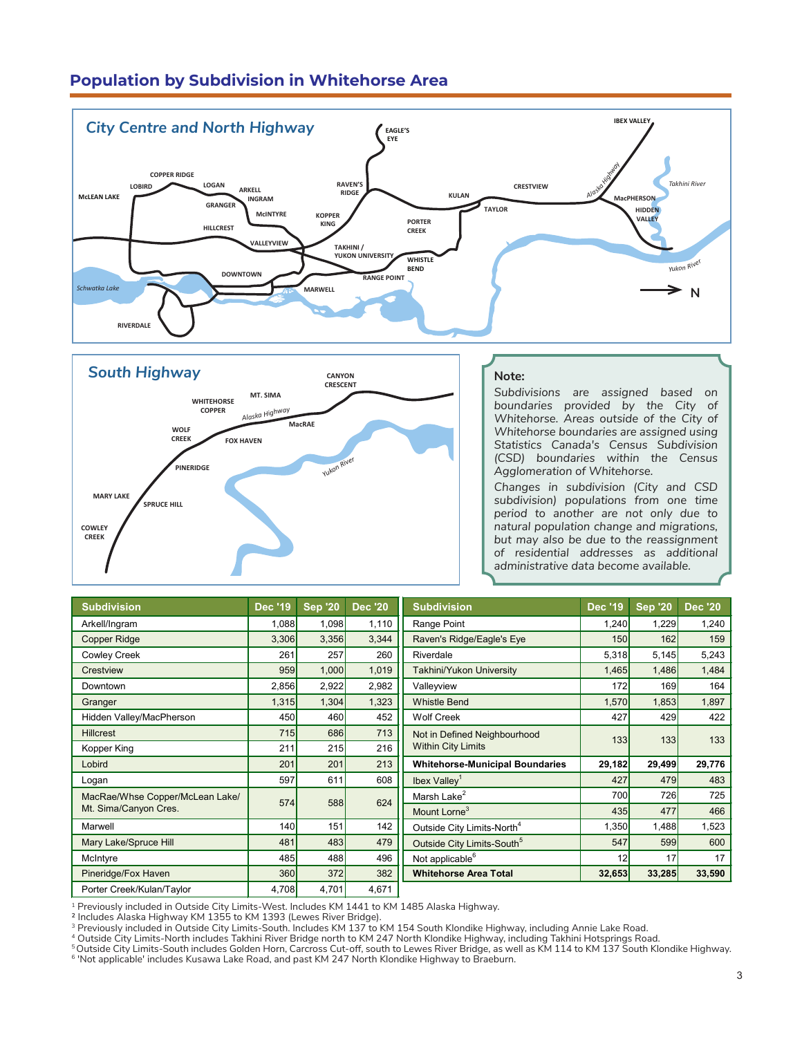## Population by Subdivision in Whitehorse Area

**Note:**

*Subdivisions are assigned based on boundaries provided by the City of Whitehorse. Areas outside of the City of Whitehorse boundaries are assigned using Statistics Canada's Census Subdivision (CSD) boundaries within the Census Agglomeration of Whitehorse.*

*Changes in subdivision (City and CSD subdivision) populations from one time period to another are not only due to natural population change and migrations, but may also be due to the reassignment of residential addresses as additional administrative data become available.*

| Subdivision | Dec '19 | Sep '20 | Dec '20 |
|---|---|---|---|
| Arkell/Ingram | 1,088 | 1,098 | 1,110 |
| Copper Ridge | 3,306 | 3,356 | 3,344 |
| Cowley Creek | 261 | 257 | 260 |
| Crestview | 959 | 1,000 | 1,019 |
| Downtown | 2,856 | 2,922 | 2,982 |
| Granger | 1,315 | 1,304 | 1,323 |
| Hidden Valley/MacPherson | 450 | 460 | 452 |
| Hillcrest | 715 | 686 | 713 |
| Kopper King | 211 | 215 | 216 |
| Lobird | 201 | 201 | 213 |
| Logan | 597 | 611 | 608 |
| MacRae/Whse Copper/McLean Lake/ Mt. Sima/Canyon Cres. | 574 | 588 | 624 |
| Marwell | 140 | 151 | 142 |
| Mary Lake/Spruce Hill | 481 | 483 | 479 |
| McIntyre | 485 | 488 | 496 |
| Pineridge/Fox Haven | 360 | 372 | 382 |
| Porter Creek/Kulan/Taylor | 4,708 | 4,701 | 4,671 |

| Subdivision | Dec '19 | Sep '20 | Dec '20 |
|---|---|---|---|
| Range Point | 1,240 | 1,229 | 1,240 |
| Raven's Ridge/Eagle's Eye | 150 | 162 | 159 |
| Riverdale | 5,318 | 5,145 | 5,243 |
| Takhini/Yukon University | 1,465 | 1,486 | 1,484 |
| Valleyview | 172 | 169 | 164 |
| Whistle Bend | 1,570 | 1,853 | 1,897 |
| Wolf Creek | 427 | 429 | 422 |
| Not in Defined Neighbourhood Within City Limits | 133 | 133 | 133 |
| **Whitehorse-Municipal Boundaries** | **29,182** | **29,499** | **29,776** |
| Ibex Valley[1] | 427 | 479 | 483 |
| Marsh Lake[2] | 700 | 726 | 725 |
| Mount Lorne[3] | 435 | 477 | 466 |
| Outside City Limits-North[4] | 1,350 | 1,488 | 1,523 |
| Outside City Limits-South[5] | 547 | 599 | 600 |
| Not applicable[6] | 12 | 17 | 17 |
| **Whitehorse Area Total** | **32,653** | **33,285** | **33,590** |

[1] Previously included in Outside City Limits-West. Includes KM 1441 to KM 1485 Alaska Highway.
[2] Includes Alaska Highway KM 1355 to KM 1393 (Lewes River Bridge).
[3] Previously included in Outside City Limits-South. Includes KM 137 to KM 154 South Klondike Highway, including Annie Lake Road.
[4] Outside City Limits-North includes Takhini River Bridge north to KM 247 North Klondike Highway, including Takhini Hotsprings Road.
[5] Outside City Limits-South includes Golden Horn, Carcross Cut-off, south to Lewes River Bridge, as well as KM 114 to KM 137 South Klondike Highway.
[6] 'Not applicable' includes Kusawa Lake Road, and past KM 247 North Klondike Highway to Braeburn.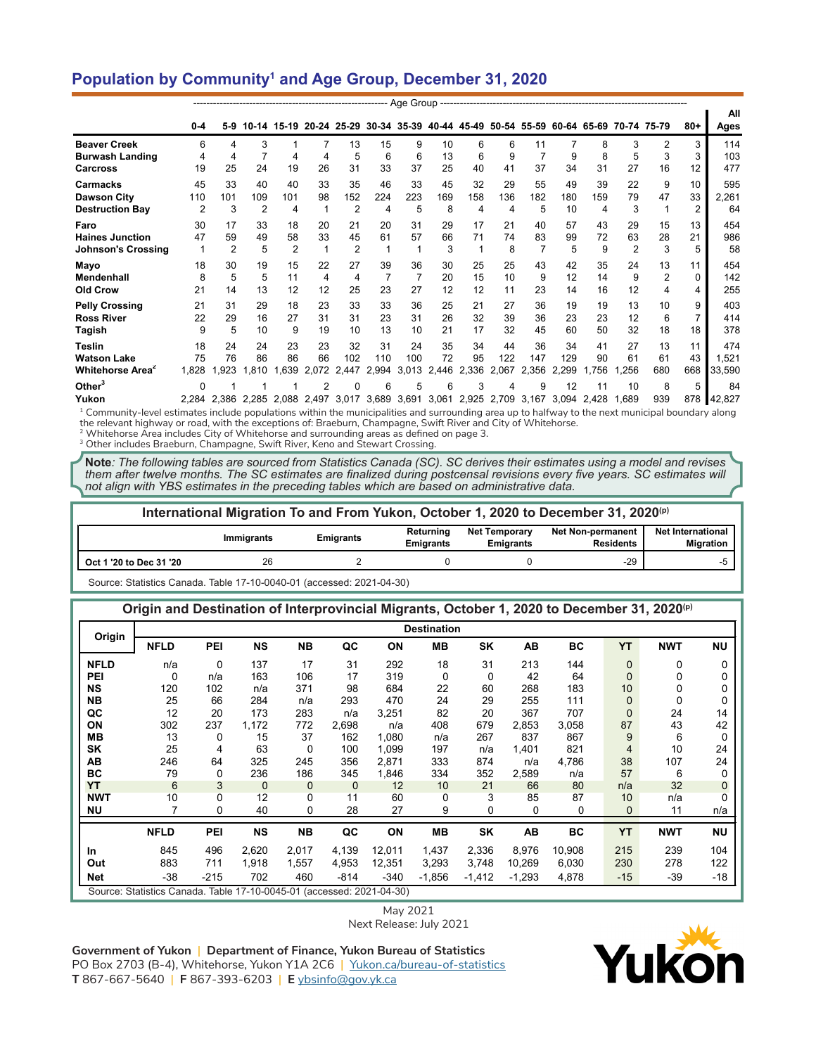## Population by Community[1] and Age Group, December 31, 2020

| | Age Group | | | | | | | | | | | | | | | | All |
|---|---|---|---|---|---|---|---|---|---|---|---|---|---|---|---|---|---|
| | 0-4 | 5-9 | 10-14 | 15-19 | 20-24 | 25-29 | 30-34 | 35-39 | 40-44 | 45-49 | 50-54 | 55-59 | 60-64 | 65-69 | 70-74 | 75-79 | 80+ | Ages |
| **Beaver Creek** | 6 | 4 | 3 | 1 | 7 | 13 | 15 | 9 | 10 | 6 | 6 | 11 | 7 | 8 | 3 | 2 | 3 | 114 |
| **Burwash Landing** | 4 | 4 | 7 | 4 | 4 | 5 | 6 | 6 | 13 | 6 | 9 | 7 | 9 | 8 | 5 | 3 | 3 | 103 |
| **Carcross** | 19 | 25 | 24 | 19 | 26 | 31 | 33 | 37 | 25 | 40 | 41 | 37 | 34 | 31 | 27 | 16 | 12 | 477 |
| **Carmacks** | 45 | 33 | 40 | 40 | 33 | 35 | 46 | 33 | 45 | 32 | 29 | 55 | 49 | 39 | 22 | 9 | 10 | 595 |
| **Dawson City** | 110 | 101 | 109 | 101 | 98 | 152 | 224 | 223 | 169 | 158 | 136 | 182 | 180 | 159 | 79 | 47 | 33 | 2,261 |
| **Destruction Bay** | 2 | 3 | 2 | 4 | 1 | 2 | 4 | 5 | 8 | 4 | 4 | 5 | 10 | 4 | 3 | 1 | 2 | 64 |
| **Faro** | 30 | 17 | 33 | 18 | 20 | 21 | 20 | 31 | 29 | 17 | 21 | 40 | 57 | 43 | 29 | 15 | 13 | 454 |
| **Haines Junction** | 47 | 59 | 49 | 58 | 33 | 45 | 61 | 57 | 66 | 71 | 74 | 83 | 99 | 72 | 63 | 28 | 21 | 986 |
| **Johnson's Crossing** | 1 | 2 | 5 | 2 | 1 | 2 | 1 | 1 | 3 | 1 | 8 | 7 | 5 | 9 | 2 | 3 | 5 | 58 |
| **Mayo** | 18 | 30 | 19 | 15 | 22 | 27 | 39 | 36 | 30 | 25 | 25 | 43 | 42 | 35 | 24 | 13 | 11 | 454 |
| **Mendenhall** | 8 | 5 | 5 | 11 | 4 | 4 | 7 | 7 | 20 | 15 | 10 | 9 | 12 | 14 | 9 | 2 | 0 | 142 |
| **Old Crow** | 21 | 14 | 13 | 12 | 12 | 25 | 23 | 27 | 12 | 12 | 11 | 23 | 14 | 16 | 12 | 4 | 4 | 255 |
| **Pelly Crossing** | 21 | 31 | 29 | 18 | 23 | 33 | 33 | 36 | 25 | 21 | 27 | 36 | 19 | 19 | 13 | 10 | 9 | 403 |
| **Ross River** | 22 | 29 | 16 | 27 | 31 | 31 | 23 | 31 | 26 | 32 | 39 | 36 | 23 | 23 | 12 | 6 | 7 | 414 |
| **Tagish** | 9 | 5 | 10 | 9 | 19 | 10 | 13 | 10 | 21 | 17 | 32 | 45 | 60 | 50 | 32 | 18 | 18 | 378 |
| **Teslin** | 18 | 24 | 24 | 23 | 23 | 32 | 31 | 24 | 35 | 34 | 44 | 36 | 34 | 41 | 27 | 13 | 11 | 474 |
| **Watson Lake** | 75 | 76 | 86 | 86 | 66 | 102 | 110 | 100 | 72 | 95 | 122 | 147 | 129 | 90 | 61 | 61 | 43 | 1,521 |
| **Whitehorse Area**[2] | 1,828 | 1,923 | 1,810 | 1,639 | 2,072 | 2,447 | 2,994 | 3,013 | 2,446 | 2,336 | 2,067 | 2,356 | 2,299 | 1,756 | 1,256 | 680 | 668 | 33,590 |
| **Other**[3] | 0 | 1 | 1 | 1 | 2 | 0 | 6 | 5 | 6 | 3 | 4 | 9 | 12 | 11 | 10 | 8 | 5 | 84 |
| **Yukon** | 2,284 | 2,386 | 2,285 | 2,088 | 2,497 | 3,017 | 3,689 | 3,691 | 3,061 | 2,925 | 2,709 | 3,167 | 3,094 | 2,428 | 1,689 | 939 | 878 | 42,827 |

[1] Community-level estimates include populations within the municipalities and surrounding area up to halfway to the next municipal boundary along the relevant highway or road, with the exceptions of: Braeburn, Champagne, Swift River and City of Whitehorse.
[2] Whitehorse Area includes City of Whitehorse and surrounding areas as defined on page 3.
[3] Other includes Braeburn, Champagne, Swift River, Keno and Stewart Crossing.

**Note***: The following tables are sourced from Statistics Canada (SC). SC derives their estimates using a model and revises them after twelve months. The SC estimates are finalized during postcensal revisions every five years. SC estimates will not align with YBS estimates in the preceding tables which are based on administrative data.*

### International Migration To and From Yukon, October 1, 2020 to December 31, 2020(p)

| | Immigrants | Emigrants | Returning Emigrants | Net Temporary Emigrants | Net Non-permanent Residents | Net International Migration |
|---|---|---|---|---|---|---|
| **Oct 1 '20 to Dec 31 '20** | 26 | 2 | 0 | 0 | -29 | -5 |

Source: Statistics Canada. Table 17-10-0040-01 (accessed: 2021-04-30)

### Origin and Destination of Interprovincial Migrants, October 1, 2020 to December 31, 2020(p)

| Origin | Destination | | | | | | | | | | | | |
|---|---|---|---|---|---|---|---|---|---|---|---|---|---|
| | NFLD | PEI | NS | NB | QC | ON | MB | SK | AB | BC | YT | NWT | NU |
| **NFLD** | n/a | 0 | 137 | 17 | 31 | 292 | 18 | 31 | 213 | 144 | 0 | 0 | 0 |
| **PEI** | 0 | n/a | 163 | 106 | 17 | 319 | 0 | 0 | 42 | 64 | 0 | 0 | 0 |
| **NS** | 120 | 102 | n/a | 371 | 98 | 684 | 22 | 60 | 268 | 183 | 10 | 0 | 0 |
| **NB** | 25 | 66 | 284 | n/a | 293 | 470 | 24 | 29 | 255 | 111 | 0 | 0 | 0 |
| **QC** | 12 | 20 | 173 | 283 | n/a | 3,251 | 82 | 20 | 367 | 707 | 0 | 24 | 14 |
| **ON** | 302 | 237 | 1,172 | 772 | 2,698 | n/a | 408 | 679 | 2,853 | 3,058 | 87 | 43 | 42 |
| **MB** | 13 | 0 | 15 | 37 | 162 | 1,080 | n/a | 267 | 837 | 867 | 9 | 6 | 0 |
| **SK** | 25 | 4 | 63 | 0 | 100 | 1,099 | 197 | n/a | 1,401 | 821 | 4 | 10 | 24 |
| **AB** | 246 | 64 | 325 | 245 | 356 | 2,871 | 333 | 874 | n/a | 4,786 | 38 | 107 | 24 |
| **BC** | 79 | 0 | 236 | 186 | 345 | 1,846 | 334 | 352 | 2,589 | n/a | 57 | 6 | 0 |
| **YT** | 6 | 3 | 0 | 0 | 0 | 12 | 10 | 21 | 66 | 80 | n/a | 32 | 0 |
| **NWT** | 10 | 0 | 12 | 0 | 11 | 60 | 0 | 3 | 85 | 87 | 10 | n/a | 0 |
| **NU** | 7 | 0 | 40 | 0 | 28 | 27 | 9 | 0 | 0 | 0 | 0 | 11 | n/a |
| | **NFLD** | **PEI** | **NS** | **NB** | **QC** | **ON** | **MB** | **SK** | **AB** | **BC** | **YT** | **NWT** | **NU** |
| **In** | 845 | 496 | 2,620 | 2,017 | 4,139 | 12,011 | 1,437 | 2,336 | 8,976 | 10,908 | 215 | 239 | 104 |
| **Out** | 883 | 711 | 1,918 | 1,557 | 4,953 | 12,351 | 3,293 | 3,748 | 10,269 | 6,030 | 230 | 278 | 122 |
| **Net** | -38 | -215 | 702 | 460 | -814 | -340 | -1,856 | -1,412 | -1,293 | 4,878 | -15 | -39 | -18 |

Source: Statistics Canada. Table 17-10-0045-01 (accessed: 2021-04-30)

May 2021
Next Release: July 2021

**Government of Yukon | Department of Finance, Yukon Bureau of Statistics**
PO Box 2703 (B-4), Whitehorse, Yukon Y1A 2C6 | Yukon.ca/bureau-of-statistics
**T** 867-667-5640 | **F** 867-393-6203 | **E** ybsinfo@gov.yk.ca

Yukon